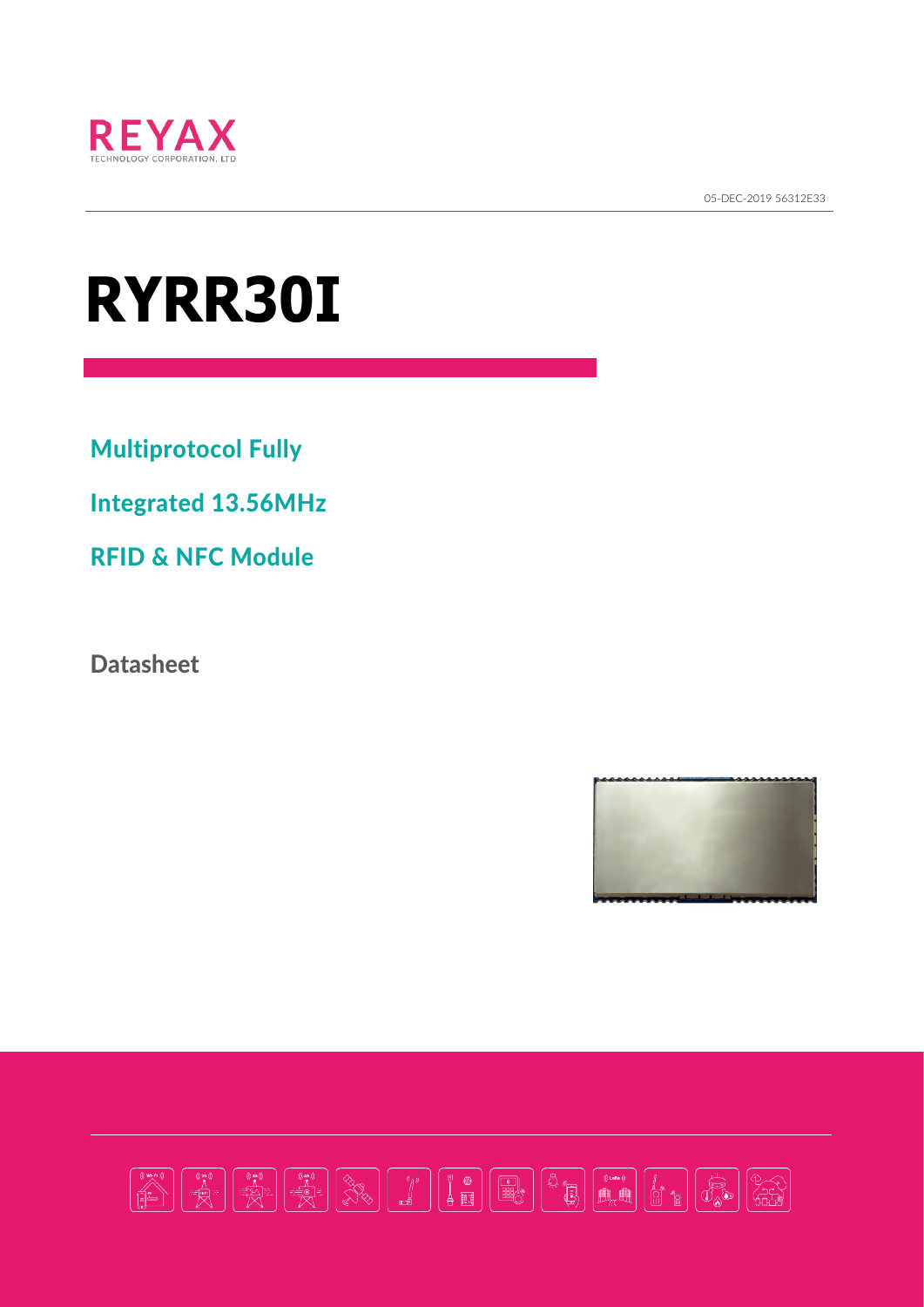REYAX
TECHNOLOGY CORPORATION, LTD

05-DEC-2019 56312E33

# RYRR30I

## Multiprotocol Fully Integrated 13.56MHz RFID & NFC Module

Datasheet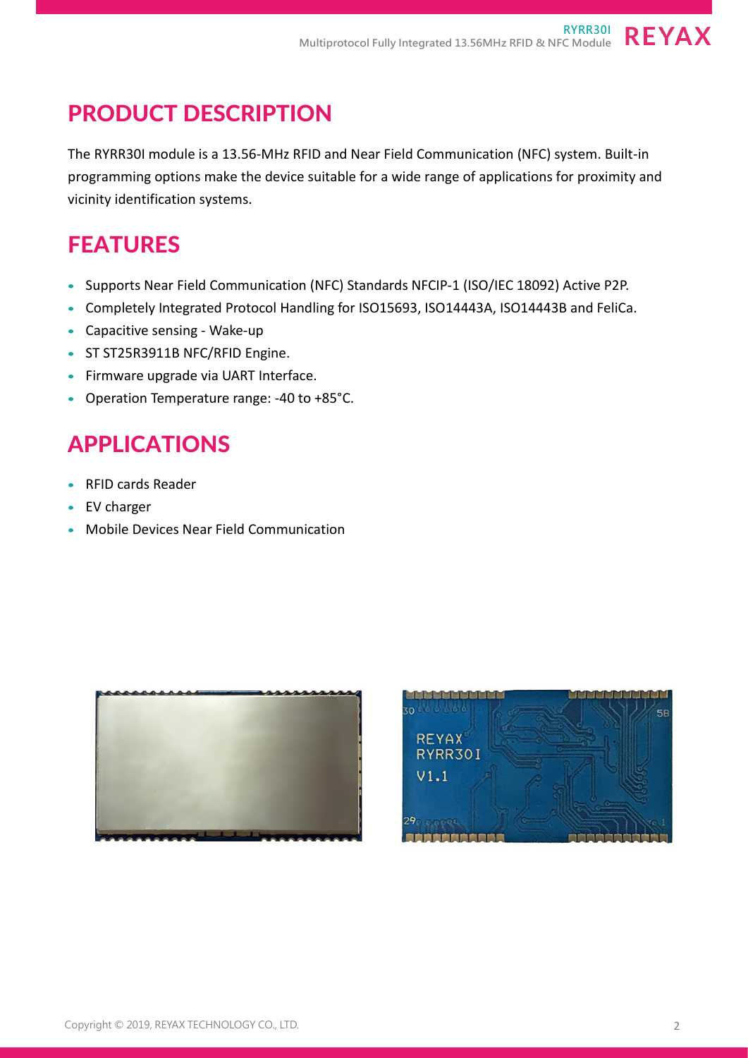## PRODUCT DESCRIPTION

The RYRR30I module is a 13.56-MHz RFID and Near Field Communication (NFC) system. Built-in programming options make the device suitable for a wide range of applications for proximity and vicinity identification systems.

## FEATURES

- Supports Near Field Communication (NFC) Standards NFCIP-1 (ISO/IEC 18092) Active P2P.
- Completely Integrated Protocol Handling for ISO15693, ISO14443A, ISO14443B and FeliCa.
- Capacitive sensing - Wake-up
- ST ST25R3911B NFC/RFID Engine.
- Firmware upgrade via UART Interface.
- Operation Temperature range: -40 to +85°C.

## APPLICATIONS

- RFID cards Reader
- EV charger
- Mobile Devices Near Field Communication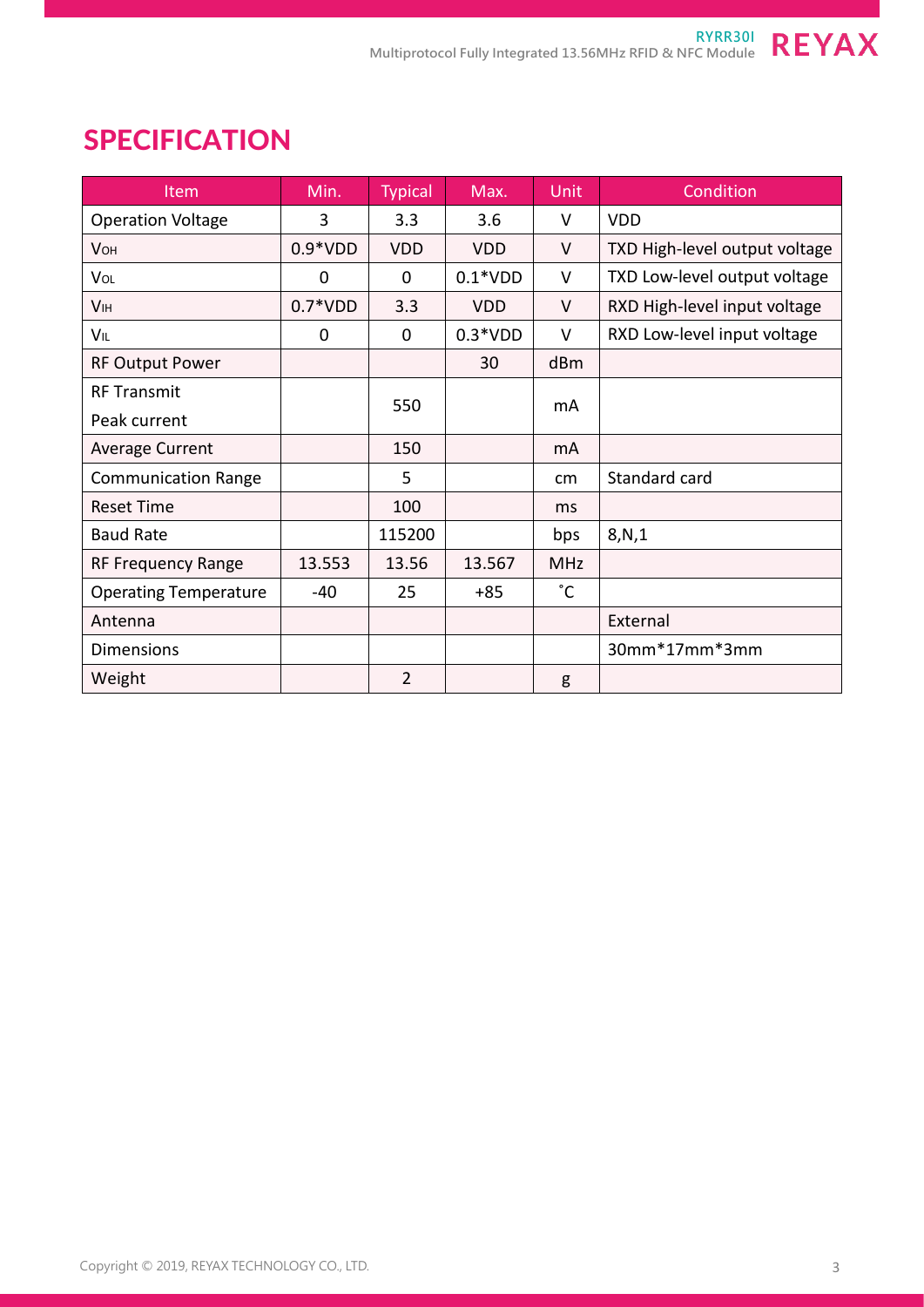# SPECIFICATION

| Item | Min. | Typical | Max. | Unit | Condition |
| --- | --- | --- | --- | --- | --- |
| Operation Voltage | 3 | 3.3 | 3.6 | V | VDD |
| $V_{OH}$ | 0.9*VDD | VDD | VDD | V | TXD High-level output voltage |
| $V_{OL}$ | 0 | 0 | 0.1*VDD | V | TXD Low-level output voltage |
| $V_{IH}$ | 0.7*VDD | 3.3 | VDD | V | RXD High-level input voltage |
| $V_{IL}$ | 0 | 0 | 0.3*VDD | V | RXD Low-level input voltage |
| RF Output Power | | | 30 | dBm | |
| RF Transmit Peak current | | 550 | | mA | |
| Average Current | | 150 | | mA | |
| Communication Range | | 5 | | cm | Standard card |
| Reset Time | | 100 | | ms | |
| Baud Rate | | 115200 | | bps | 8,N,1 |
| RF Frequency Range | 13.553 | 13.56 | 13.567 | MHz | |
| Operating Temperature | -40 | 25 | +85 | ˚C | |
| Antenna | | | | | External |
| Dimensions | | | | | 30mm*17mm*3mm |
| Weight | | 2 | | g | |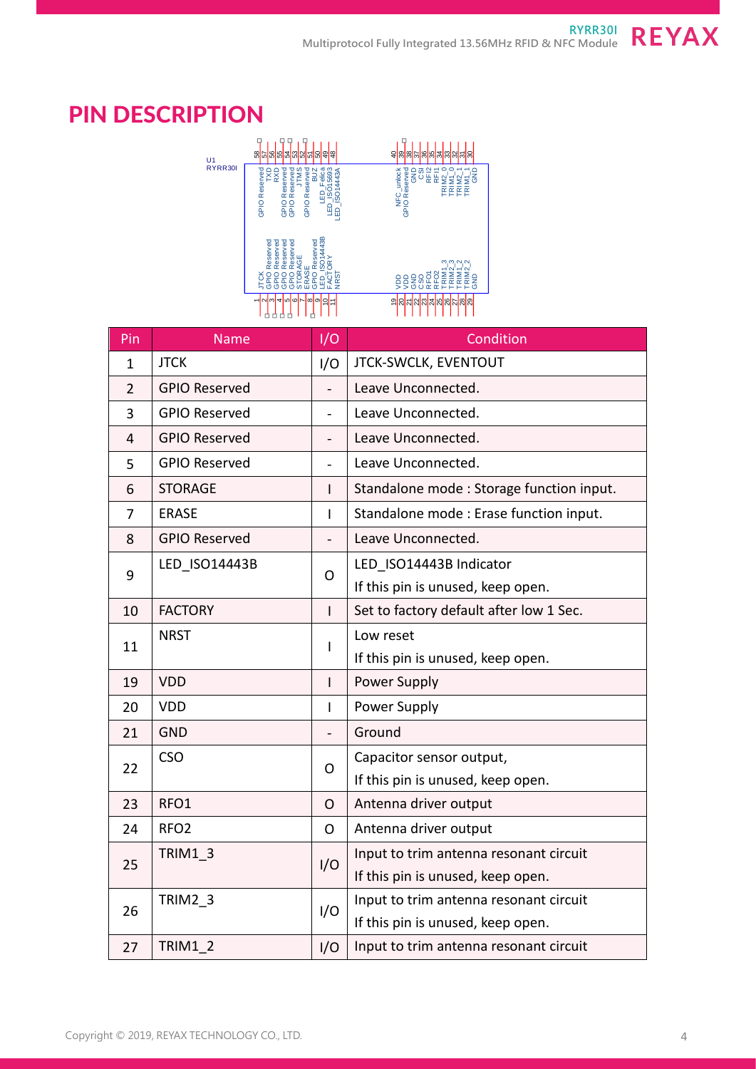# PIN DESCRIPTION

| Pin | Name | I/O | Condition |
|---|---|---|---|
| 1 | JTCK | I/O | JTCK-SWCLK, EVENTOUT |
| 2 | GPIO Reserved | - | Leave Unconnected. |
| 3 | GPIO Reserved | - | Leave Unconnected. |
| 4 | GPIO Reserved | - | Leave Unconnected. |
| 5 | GPIO Reserved | - | Leave Unconnected. |
| 6 | STORAGE | I | Standalone mode : Storage function input. |
| 7 | ERASE | I | Standalone mode : Erase function input. |
| 8 | GPIO Reserved | - | Leave Unconnected. |
| 9 | LED_ISO14443B | O | LED_ISO14443B Indicator<br>If this pin is unused, keep open. |
| 10 | FACTORY | I | Set to factory default after low 1 Sec. |
| 11 | NRST | I | Low reset<br>If this pin is unused, keep open. |
| 19 | VDD | I | Power Supply |
| 20 | VDD | I | Power Supply |
| 21 | GND | - | Ground |
| 22 | CSO | O | Capacitor sensor output,<br>If this pin is unused, keep open. |
| 23 | RFO1 | O | Antenna driver output |
| 24 | RFO2 | O | Antenna driver output |
| 25 | TRIM1_3 | I/O | Input to trim antenna resonant circuit<br>If this pin is unused, keep open. |
| 26 | TRIM2_3 | I/O | Input to trim antenna resonant circuit<br>If this pin is unused, keep open. |
| 27 | TRIM1_2 | I/O | Input to trim antenna resonant circuit |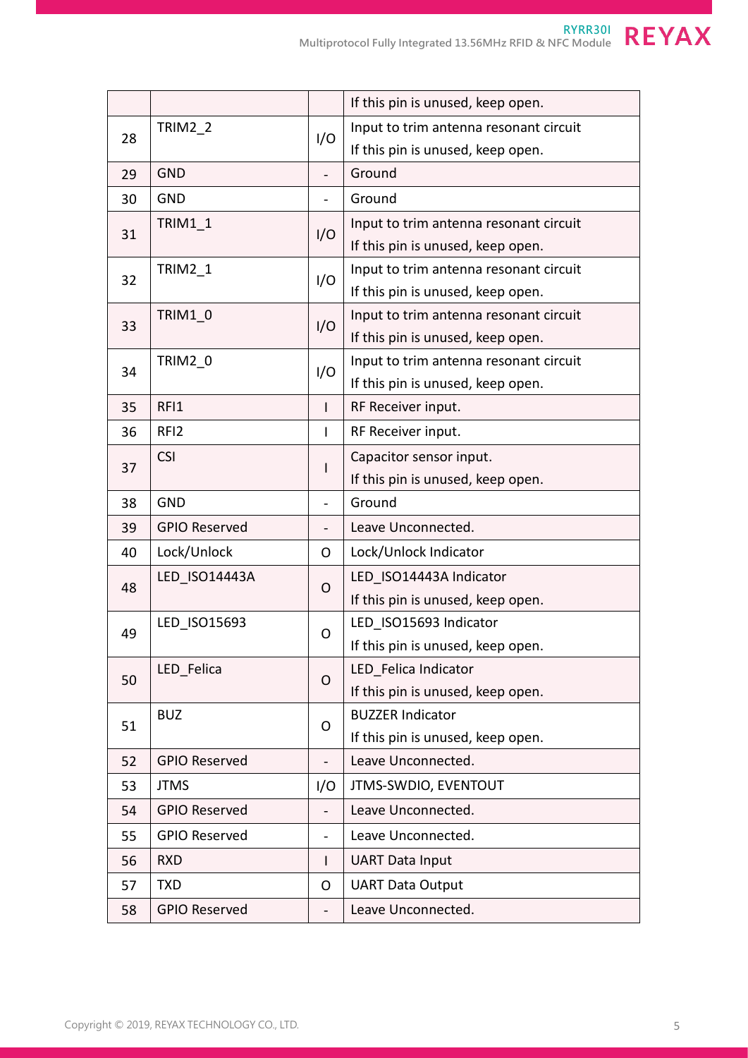| | | | |
|---|---|---|---|
| | | | If this pin is unused, keep open. |
| 28 | TRIM2_2 | I/O | Input to trim antenna resonant circuit<br>If this pin is unused, keep open. |
| 29 | GND | - | Ground |
| 30 | GND | - | Ground |
| 31 | TRIM1_1 | I/O | Input to trim antenna resonant circuit<br>If this pin is unused, keep open. |
| 32 | TRIM2_1 | I/O | Input to trim antenna resonant circuit<br>If this pin is unused, keep open. |
| 33 | TRIM1_0 | I/O | Input to trim antenna resonant circuit<br>If this pin is unused, keep open. |
| 34 | TRIM2_0 | I/O | Input to trim antenna resonant circuit<br>If this pin is unused, keep open. |
| 35 | RFI1 | I | RF Receiver input. |
| 36 | RFI2 | I | RF Receiver input. |
| 37 | CSI | I | Capacitor sensor input.<br>If this pin is unused, keep open. |
| 38 | GND | - | Ground |
| 39 | GPIO Reserved | - | Leave Unconnected. |
| 40 | Lock/Unlock | O | Lock/Unlock Indicator |
| 48 | LED_ISO14443A | O | LED_ISO14443A Indicator<br>If this pin is unused, keep open. |
| 49 | LED_ISO15693 | O | LED_ISO15693 Indicator<br>If this pin is unused, keep open. |
| 50 | LED_Felica | O | LED_Felica Indicator<br>If this pin is unused, keep open. |
| 51 | BUZ | O | BUZZER Indicator<br>If this pin is unused, keep open. |
| 52 | GPIO Reserved | - | Leave Unconnected. |
| 53 | JTMS | I/O | JTMS-SWDIO, EVENTOUT |
| 54 | GPIO Reserved | - | Leave Unconnected. |
| 55 | GPIO Reserved | - | Leave Unconnected. |
| 56 | RXD | I | UART Data Input |
| 57 | TXD | O | UART Data Output |
| 58 | GPIO Reserved | - | Leave Unconnected. |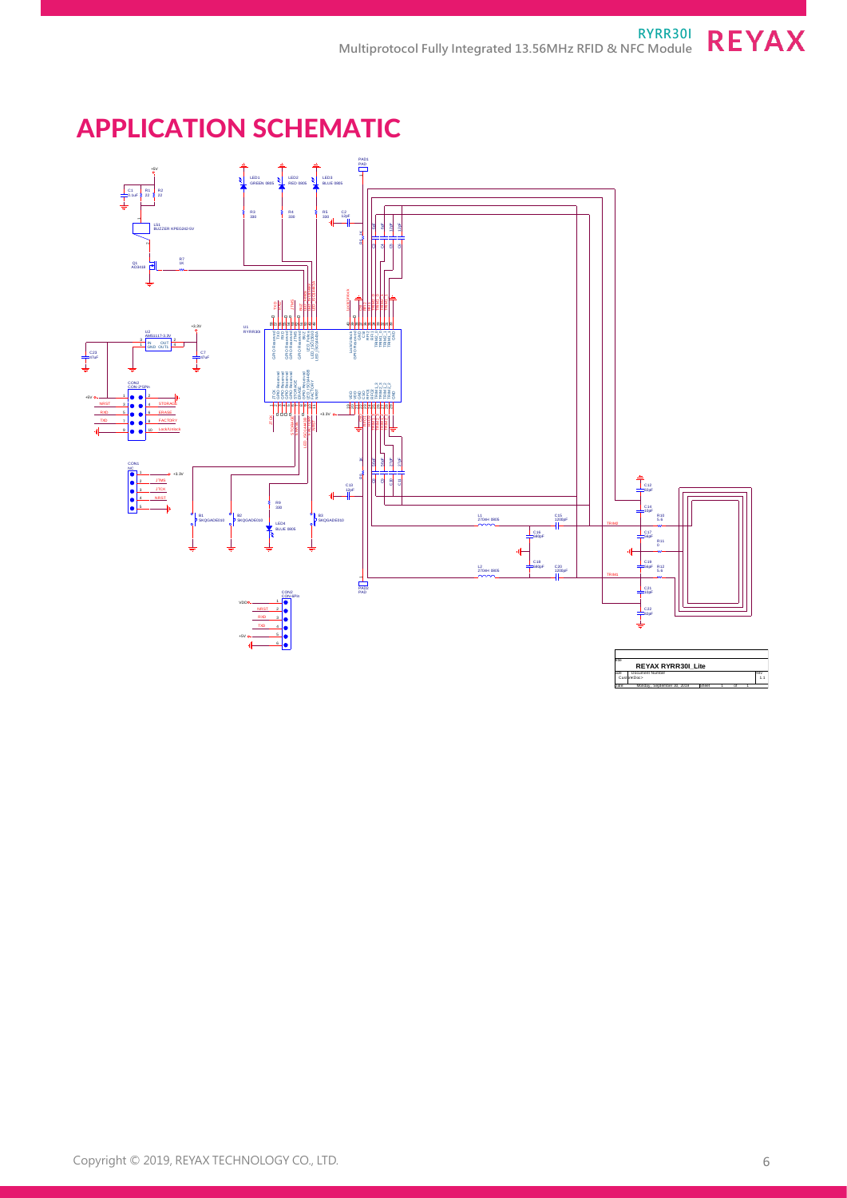# APPLICATION SCHEMATIC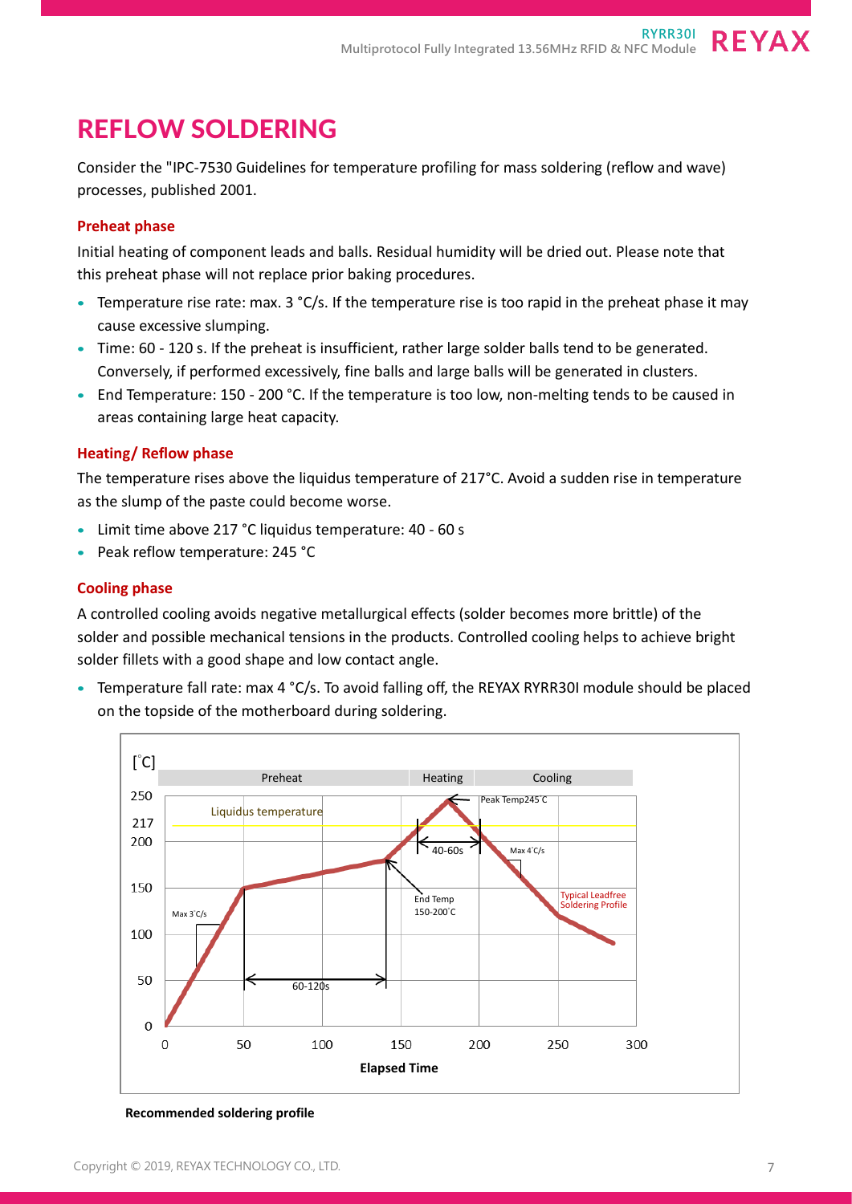# REFLOW SOLDERING

Consider the "IPC-7530 Guidelines for temperature profiling for mass soldering (reflow and wave) processes, published 2001.

### Preheat phase

Initial heating of component leads and balls. Residual humidity will be dried out. Please note that this preheat phase will not replace prior baking procedures.

- Temperature rise rate: max. 3 °C/s. If the temperature rise is too rapid in the preheat phase it may cause excessive slumping.
- Time: 60 - 120 s. If the preheat is insufficient, rather large solder balls tend to be generated. Conversely, if performed excessively, fine balls and large balls will be generated in clusters.
- End Temperature: 150 - 200 °C. If the temperature is too low, non-melting tends to be caused in areas containing large heat capacity.

### Heating/ Reflow phase

The temperature rises above the liquidus temperature of 217°C. Avoid a sudden rise in temperature as the slump of the paste could become worse.

- Limit time above 217 °C liquidus temperature: 40 - 60 s
- Peak reflow temperature: 245 °C

### Cooling phase

A controlled cooling avoids negative metallurgical effects (solder becomes more brittle) of the solder and possible mechanical tensions in the products. Controlled cooling helps to achieve bright solder fillets with a good shape and low contact angle.

- Temperature fall rate: max 4 °C/s. To avoid falling off, the REYAX RYRR30I module should be placed on the topside of the motherboard during soldering.

**Recommended soldering profile**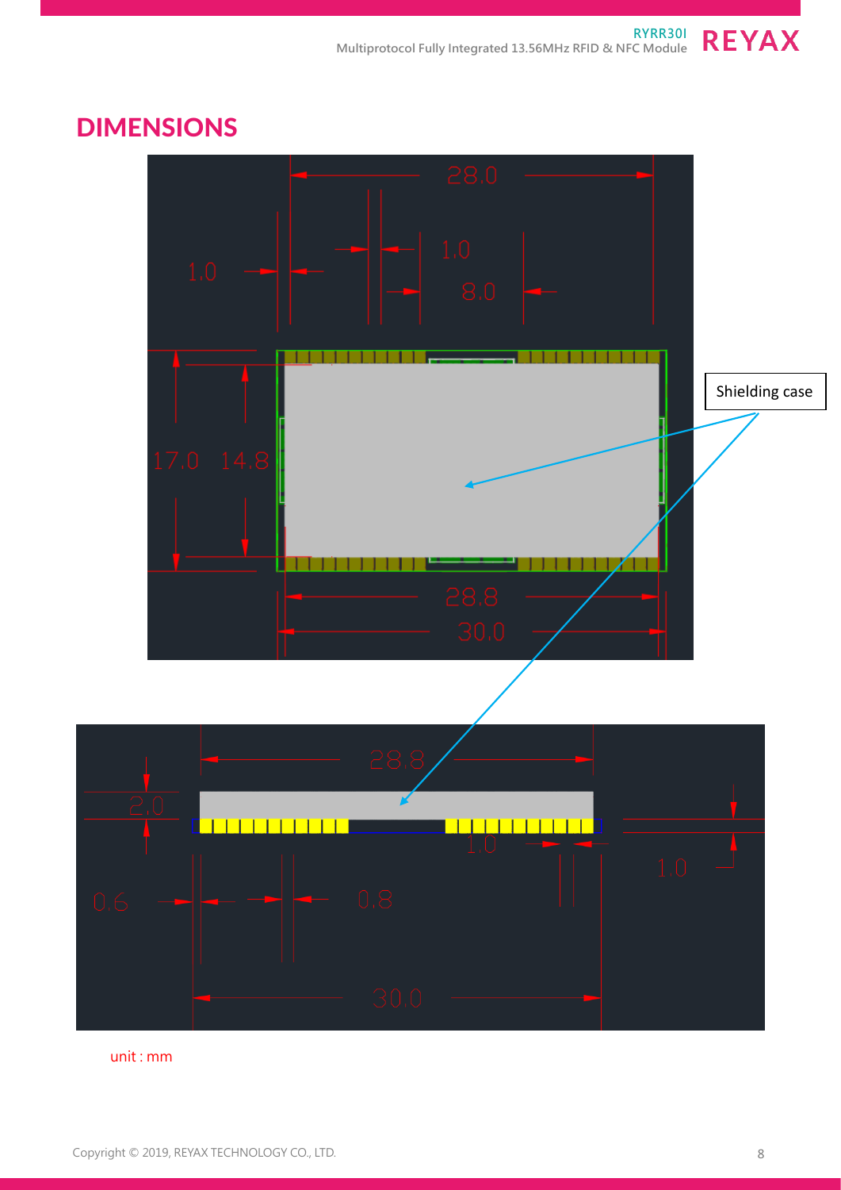# DIMENSIONS

28.0

1.0

1.0

8.0

17.0

14.8

Shielding case

28.8

30.0

28.8

2.0

1.0

1.0

0.6

0.8

30.0

unit : mm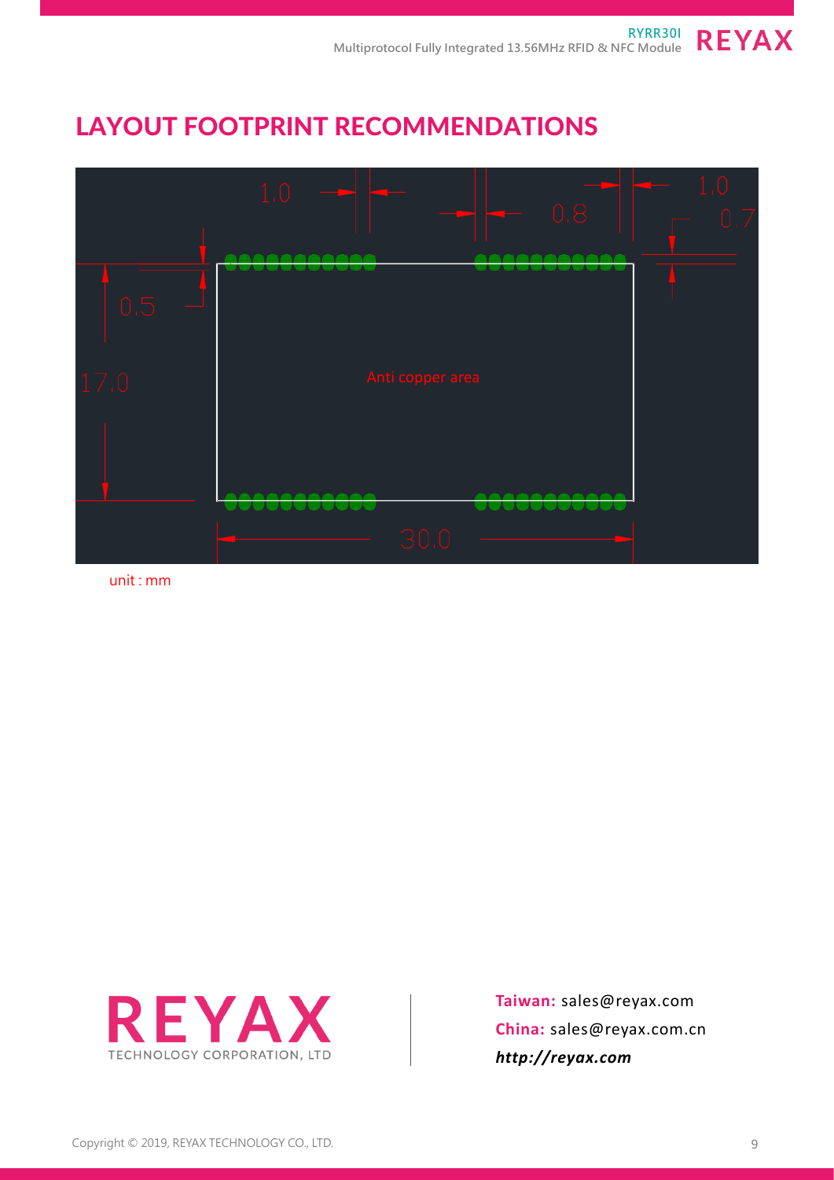# LAYOUT FOOTPRINT RECOMMENDATIONS

1.0

0.8

1.0

0.7

0.5

17.0

Anti copper area

30.0

unit : mm

**Taiwan:** sales@reyax.com

**China:** sales@reyax.com.cn

***http://reyax.com***

Copyright © 2019, REYAX TECHNOLOGY CO., LTD.